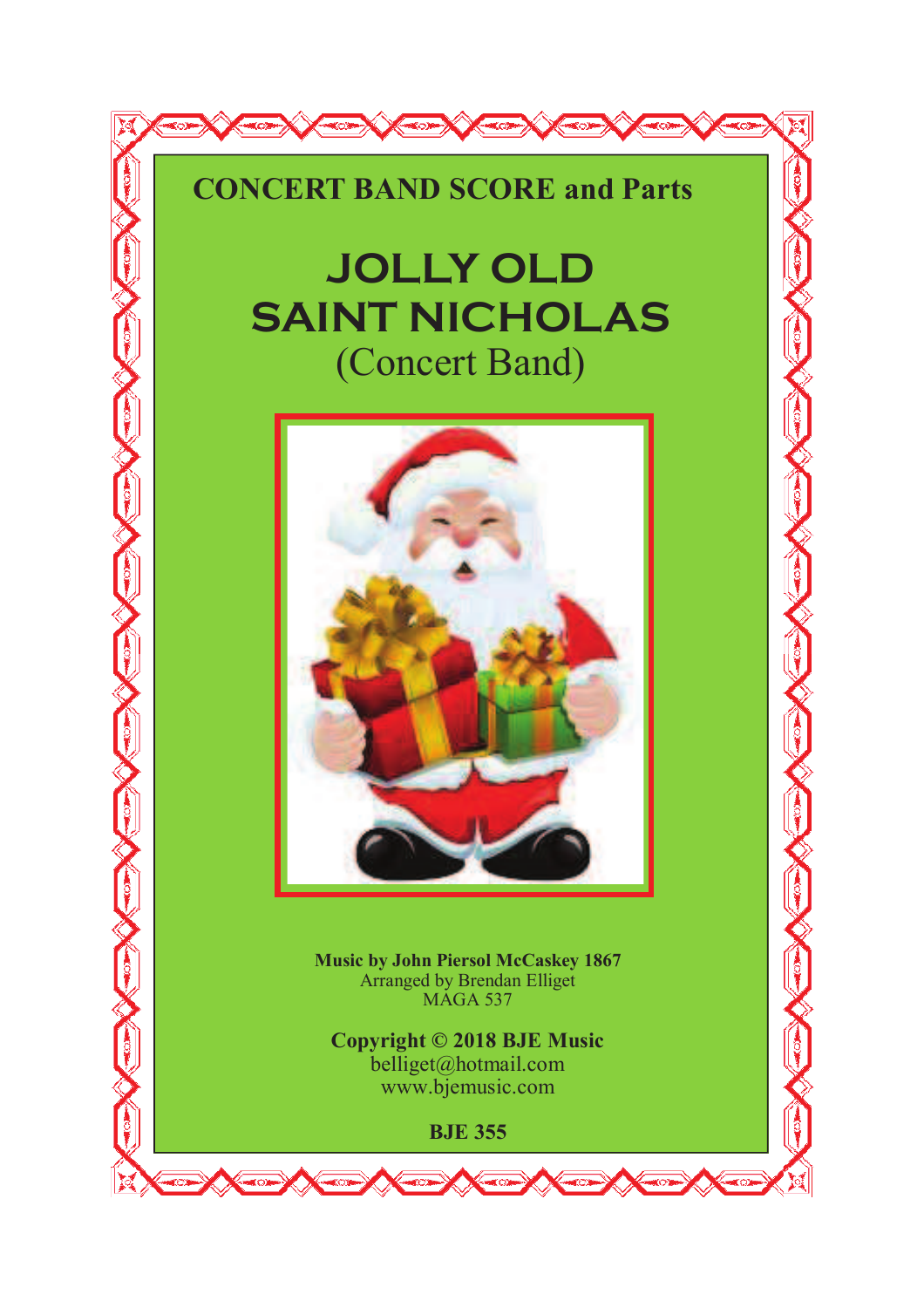**CONCERT BAND SCORE and Parts**

# JOLLY OLD SAINT NICHOLAS

## (Concert Band)

**Music by John Piersol McCaskey 1867**
Arranged by Brendan Elliget
MAGA 537

**Copyright © 2018 BJE Music**
belliget@hotmail.com
www.bjemusic.com

**BJE 355**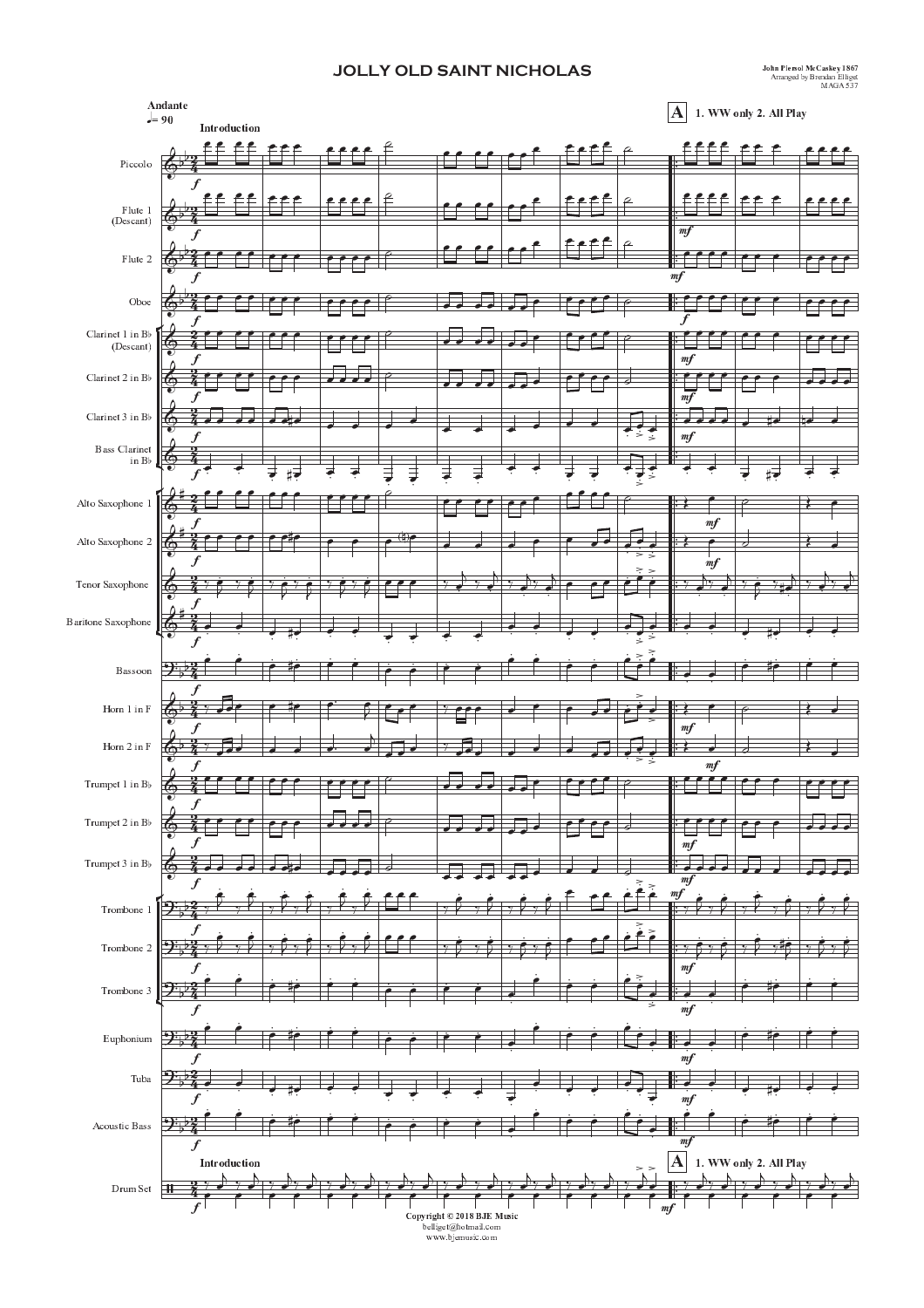# JOLLY OLD SAINT NICHOLAS

John Piersol McCaskey 1867
Arranged by Brendan Elliget
MAGA 537

Andante
♩= 90

Introduction

A 1. WW only 2. All Play

Piccolo

Flute 1 (Descant)

Flute 2

Oboe

Clarinet 1 in B♭ (Descant)

Clarinet 2 in B♭

Clarinet 3 in B♭

Bass Clarinet in B♭

Alto Saxophone 1

Alto Saxophone 2

Tenor Saxophone

Baritone Saxophone

Bassoon

Horn 1 in F

Horn 2 in F

Trumpet 1 in B♭

Trumpet 2 in B♭

Trumpet 3 in B♭

Trombone 1

Trombone 2

Trombone 3

Euphonium

Tuba

Acoustic Bass

Drum Set

Copyright © 2018 BJE Music
belliget@hotmail.com
www.bjemusic.com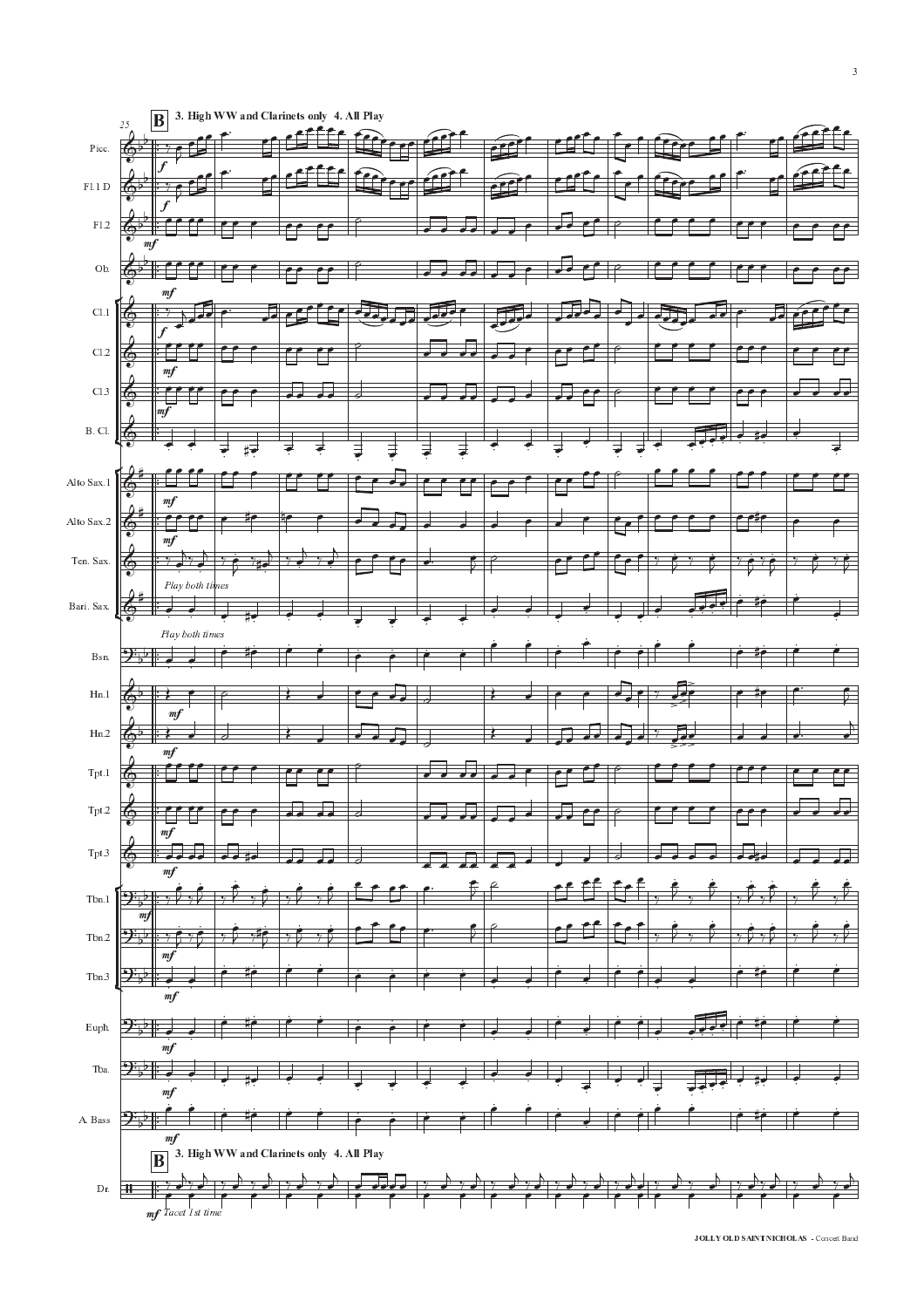**B** 3. High WW and Clarinets only 4. All Play

*Play both times*

*Tacet 1st time*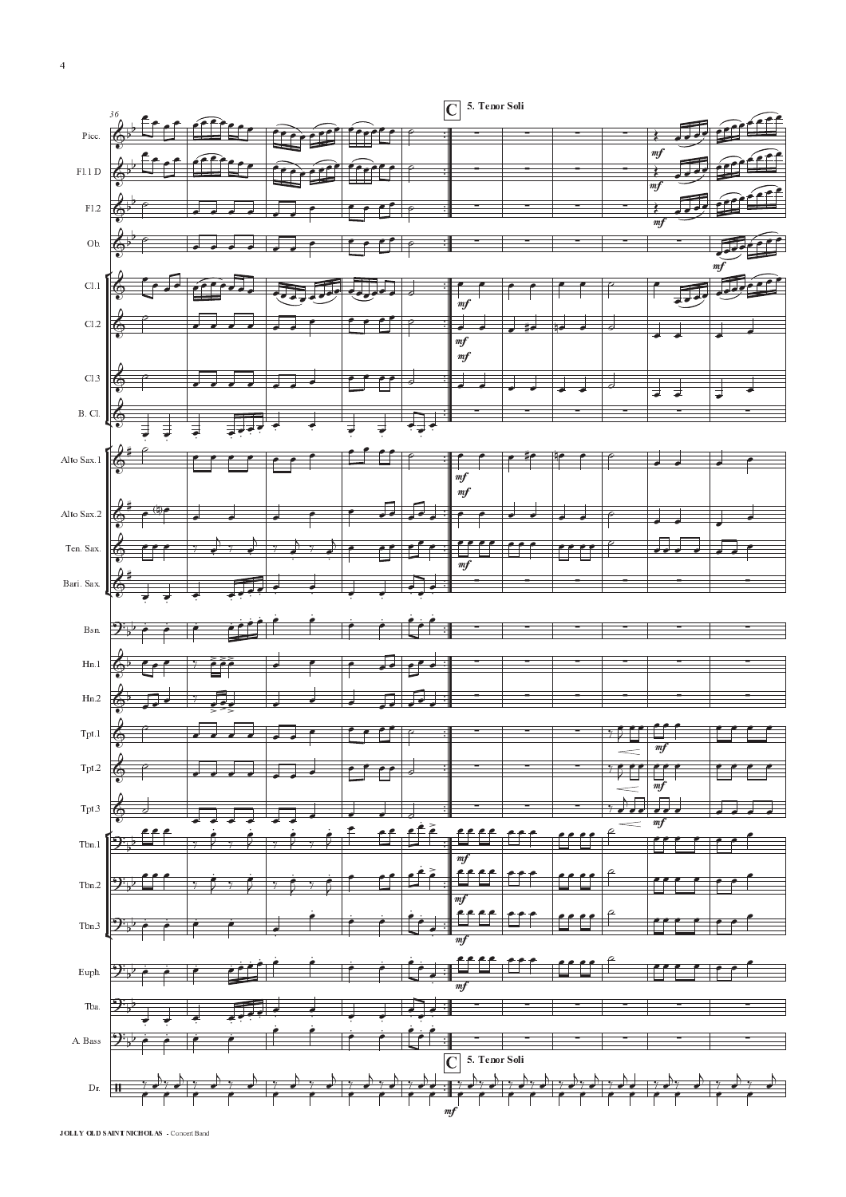**C** 5. Tenor Soli

36

Picc.

Fl.1 D

Fl.2

Ob.

Cl.1

Cl.2

Cl.3

B. Cl.

Alto Sax.1

Alto Sax.2

Ten. Sax.

Bari. Sax.

Bsn.

Hn.1

Hn.2

Tpt.1

Tpt.2

Tpt.3

Tbn.1

Tbn.2

Tbn.3

Euph.

Tba.

A. Bass

**C** 5. Tenor Soli

Dr.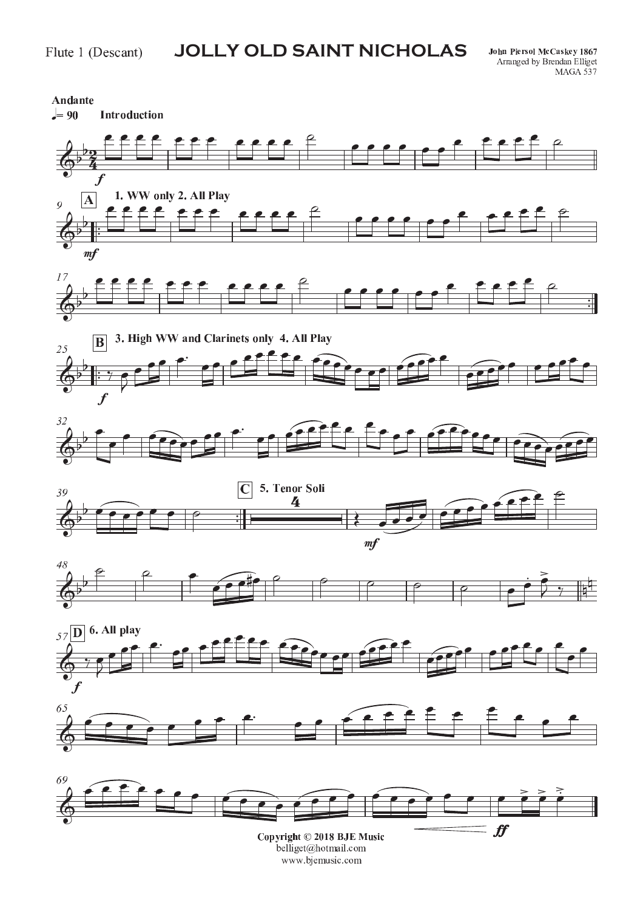Flute 1 (Descant)

# JOLLY OLD SAINT NICHOLAS

John Piersol McCaskey 1867
Arranged by Brendan Elliget
MAGA 537

**Andante**
♩= 90 **Introduction**

*f*

**A** **1. WW only 2. All Play**

*mf*

**B** **3. High WW and Clarinets only 4. All Play**

*f*

**C** **5. Tenor Soli**

*mf*

**D** **6. All play**

*f*

*ff*

**Copyright © 2018 BJE Music**
belliget@hotmail.com
www.bjemusic.com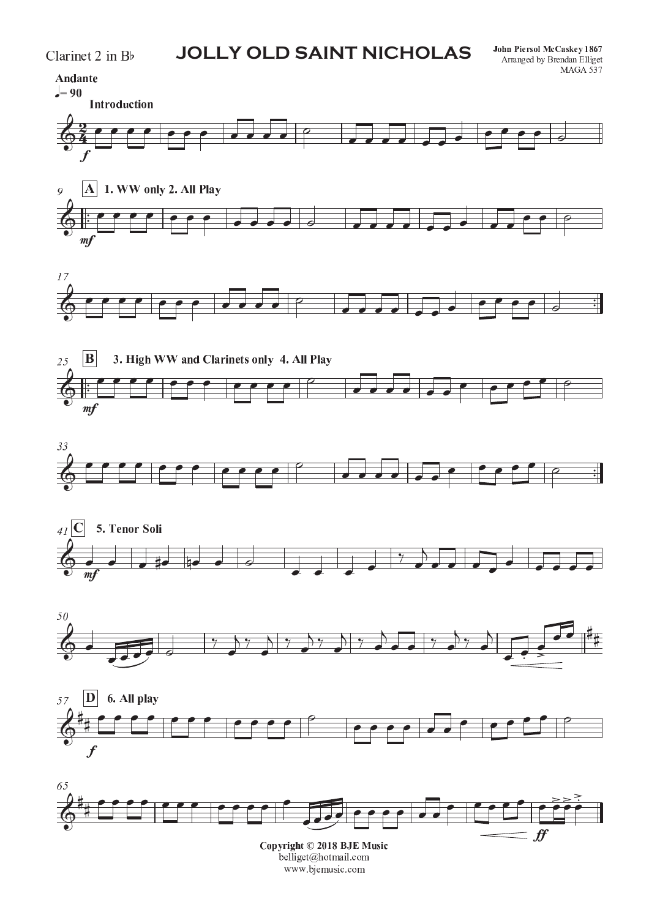Clarinet 2 in B♭

# JOLLY OLD SAINT NICHOLAS

John Piersol McCaskey 1867
Arranged by Brendan Elliget
MAGA 537

**Andante**
♩= 90

**Introduction**

*f*

**A** **1. WW only 2. All Play**

*mf*

**B** **3. High WW and Clarinets only 4. All Play**

*mf*

**C** **5. Tenor Soli**

*mf*

**D** **6. All play**

*f*

*ff*

**Copyright © 2018 BJE Music**
belliget@hotmail.com
www.bjemusic.com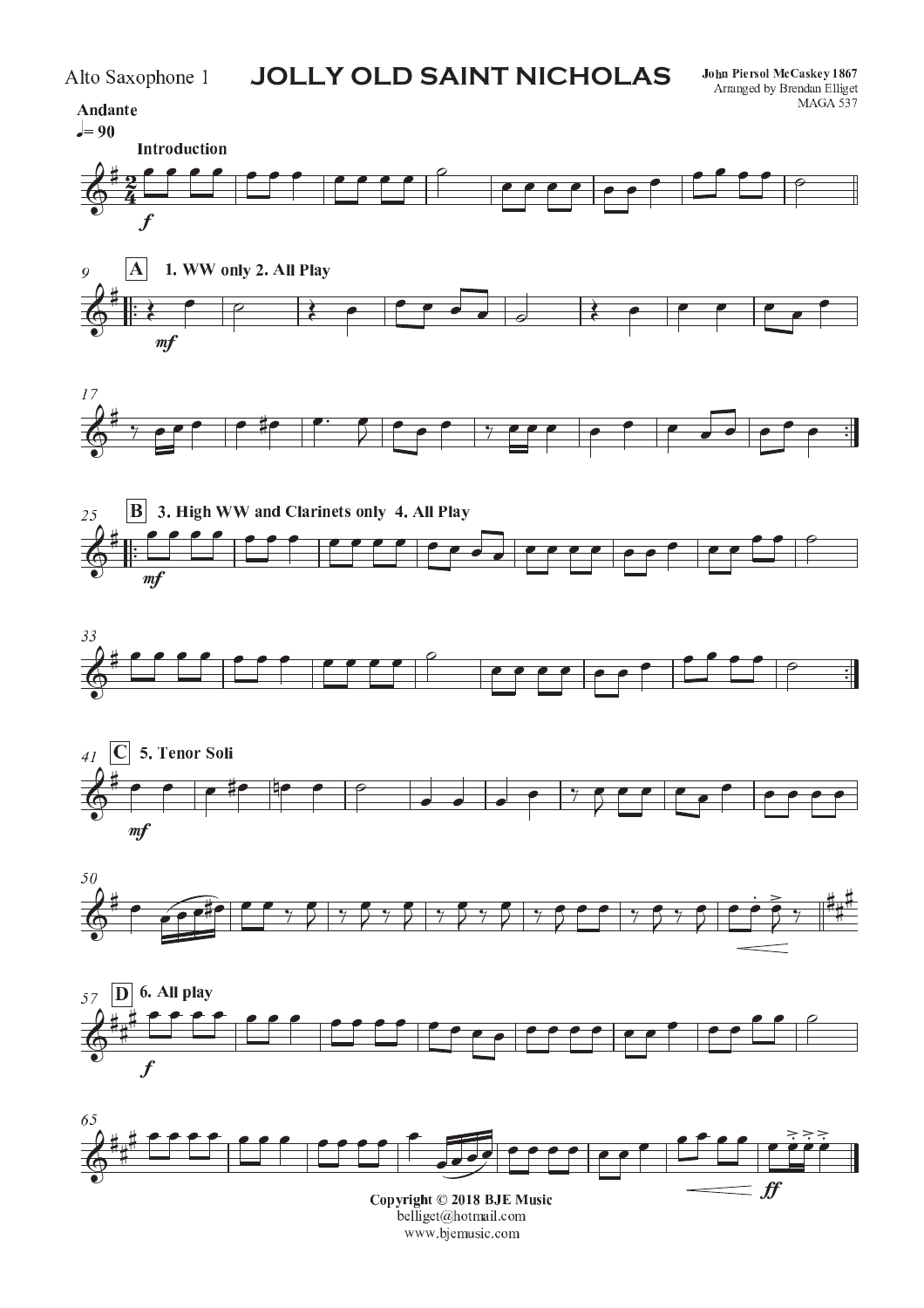Alto Saxophone 1

# JOLLY OLD SAINT NICHOLAS

John Piersol McCaskey 1867
Arranged by Brendan Elliget
MAGA 537

**Andante**
♩= 90

**Introduction**

*f*

**A** 1. WW only 2. All Play

*mf*

**B** 3. High WW and Clarinets only 4. All Play

*mf*

**C** 5. Tenor Soli

*mf*

**D** 6. All play

*f*

*ff*

**Copyright © 2018 BJE Music**
belliget@hotmail.com
www.bjemusic.com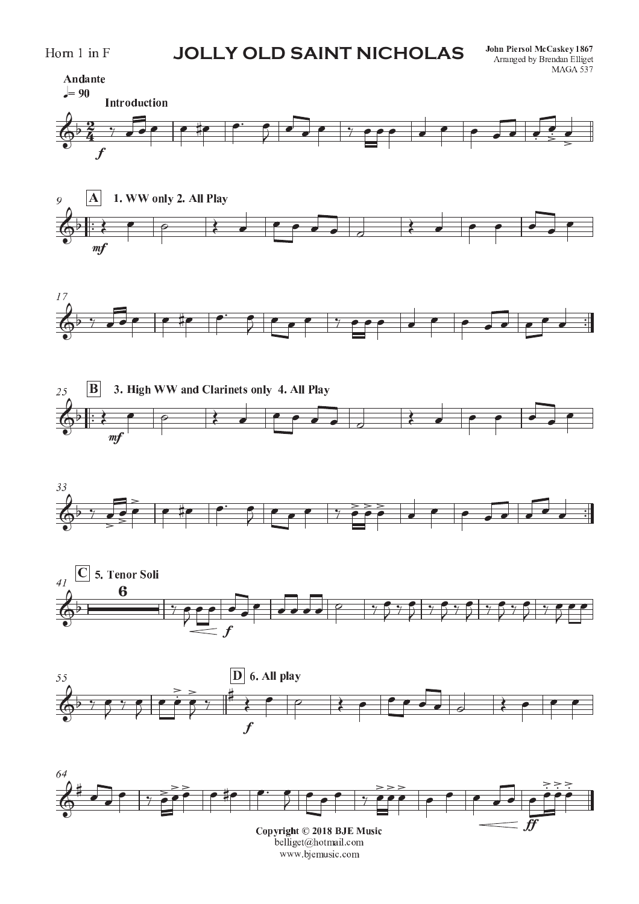Horn 1 in F

# JOLLY OLD SAINT NICHOLAS

**John Piersol McCaskey 1867**
Arranged by Brendan Elliget
MAGA 537

**Andante**
♩= 90

**Introduction**

*f*

**A** **1. WW only 2. All Play**

*mf*

**B** **3. High WW and Clarinets only 4. All Play**

*mf*

**C** **5. Tenor Soli**

6

*f*

**D** **6. All play**

*f*

*ff*

**Copyright © 2018 BJE Music**
belliget@hotmail.com
www.bjemusic.com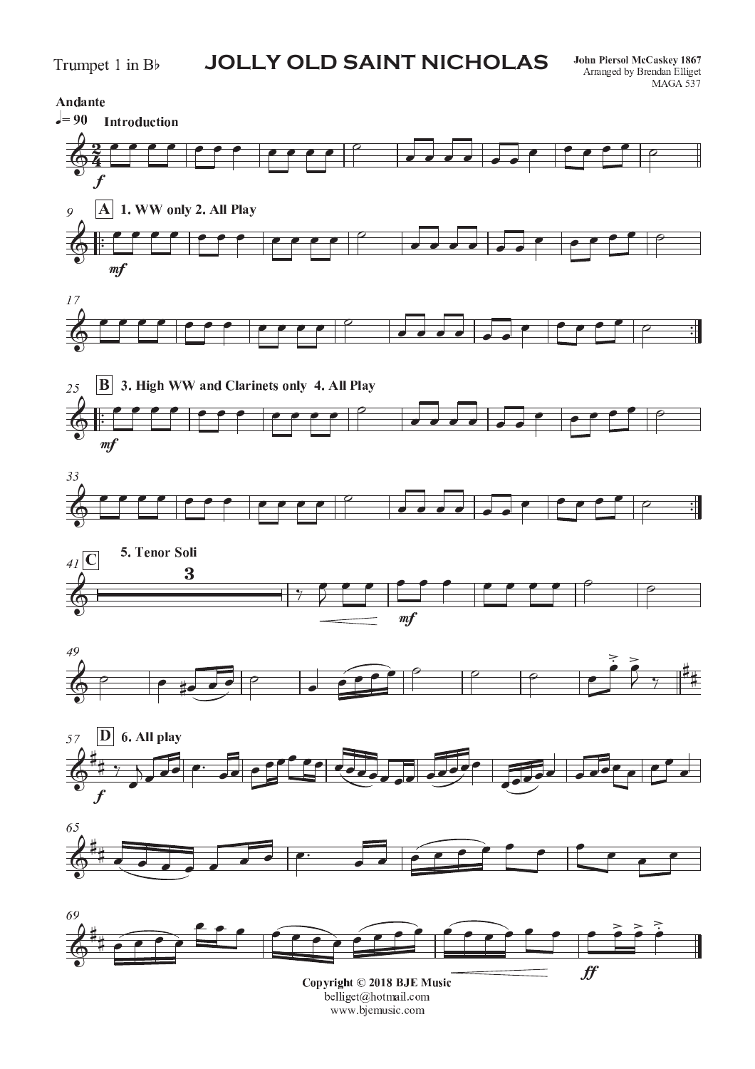Trumpet 1 in B♭

# JOLLY OLD SAINT NICHOLAS

**John Piersol McCaskey 1867**
Arranged by Brendan Elliget
MAGA 537

**Andante**

♩= 90 **Introduction**

*f*

9 **A** **1. WW only 2. All Play**

*mf*

17

25 **B** **3. High WW and Clarinets only 4. All Play**

*mf*

33

41 **C** **5. Tenor Soli**

3

*mf*

49

57 **D** **6. All play**

*f*

65

69

*ff*

**Copyright © 2018 BJE Music**
belliget@hotmail.com
www.bjemusic.com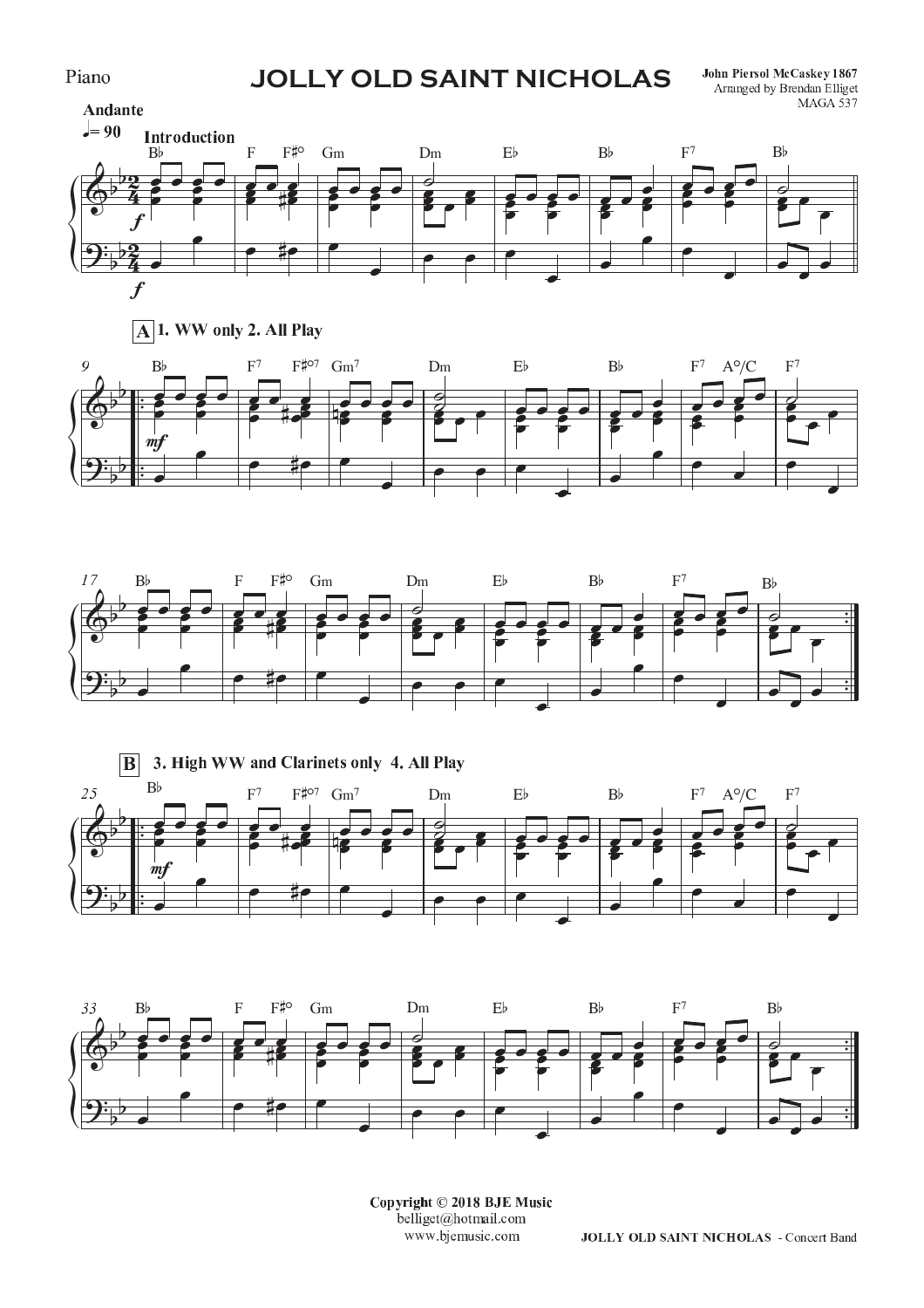Piano

# JOLLY OLD SAINT NICHOLAS

John Piersol McCaskey 1867
Arranged by Brendan Elliget
MAGA 537

Andante
♩= 90

Introduction

A 1. WW only 2. All Play

B 3. High WW and Clarinets only 4. All Play

Copyright © 2018 BJE Music
belliget@hotmail.com
www.bjemusic.com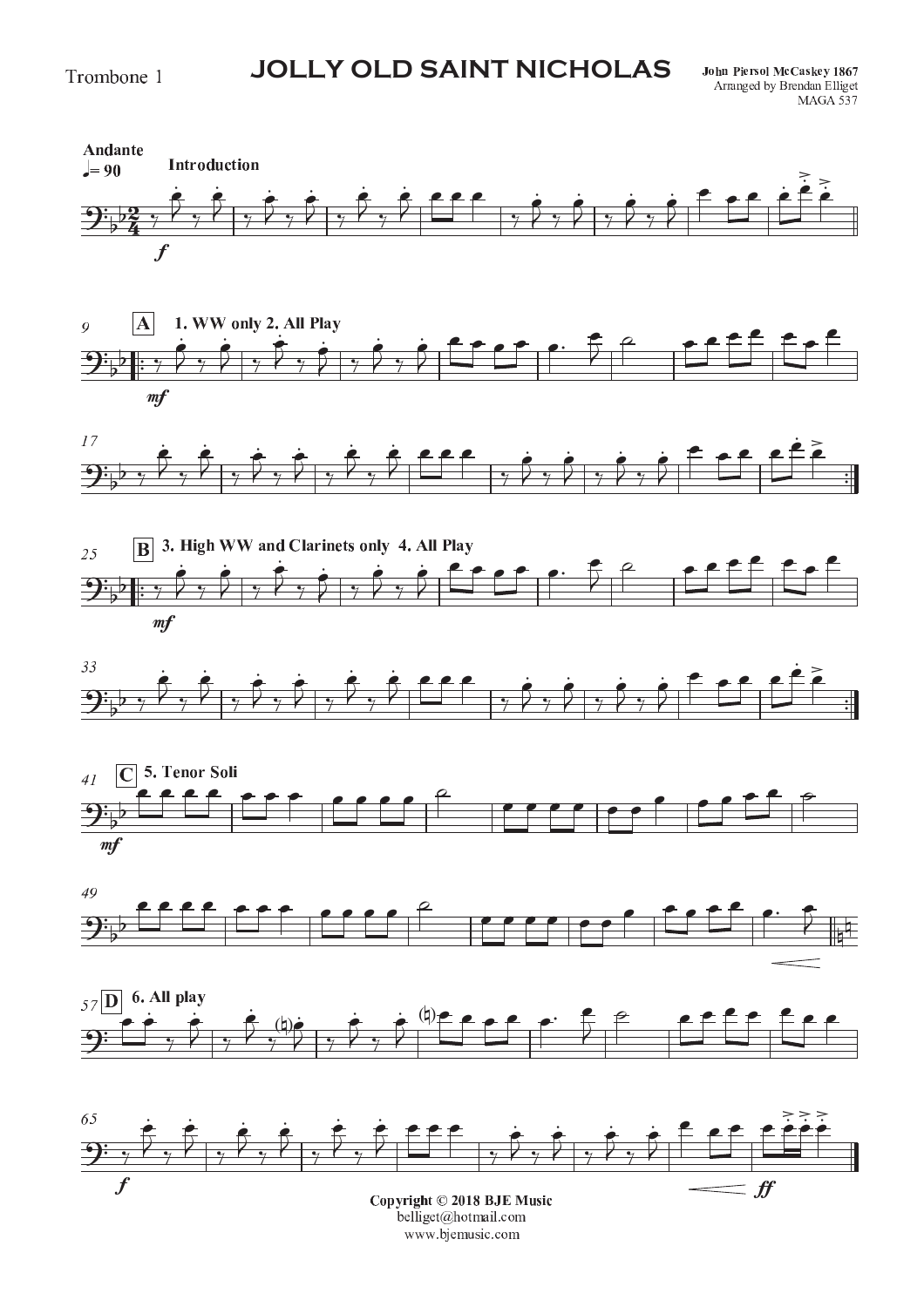Trombone 1

# JOLLY OLD SAINT NICHOLAS

John Piersol McCaskey 1867
Arranged by Brendan Elliget
MAGA 537

Andante
♩= 90

Introduction

*f*

9 **A** 1. WW only 2. All Play

*mf*

17

25 **B** 3. High WW and Clarinets only 4. All Play

*mf*

33

41 **C** 5. Tenor Soli

*mf*

49

57 **D** 6. All play

65

*f*

*ff*

Copyright © 2018 BJE Music
belliget@hotmail.com
www.bjemusic.com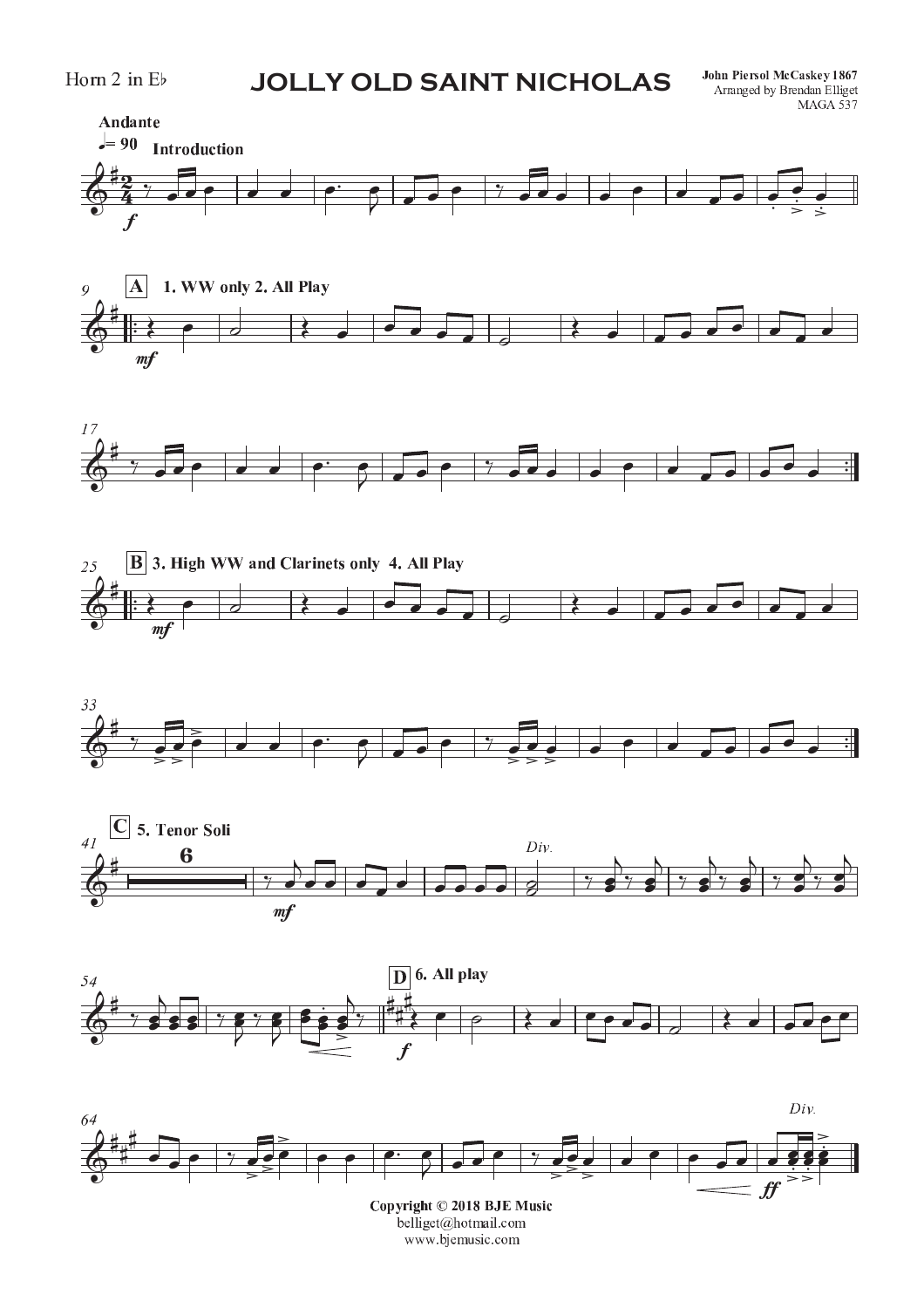Horn 2 in E♭

# JOLLY OLD SAINT NICHOLAS

**John Piersol McCaskey 1867**
Arranged by Brendan Elliget
MAGA 537

**Andante**
♩= 90 **Introduction**

*f*

9 **A** **1. WW only 2. All Play**

*mf*

17

25 **B** **3. High WW and Clarinets only 4. All Play**

*mf*

33

41 **C** **5. Tenor Soli**

6

*mf*

*Div.*

54 **D** **6. All play**

*f*

64

*Div.*

*ff*

**Copyright © 2018 BJE Music**
belliget@hotmail.com
www.bjemusic.com